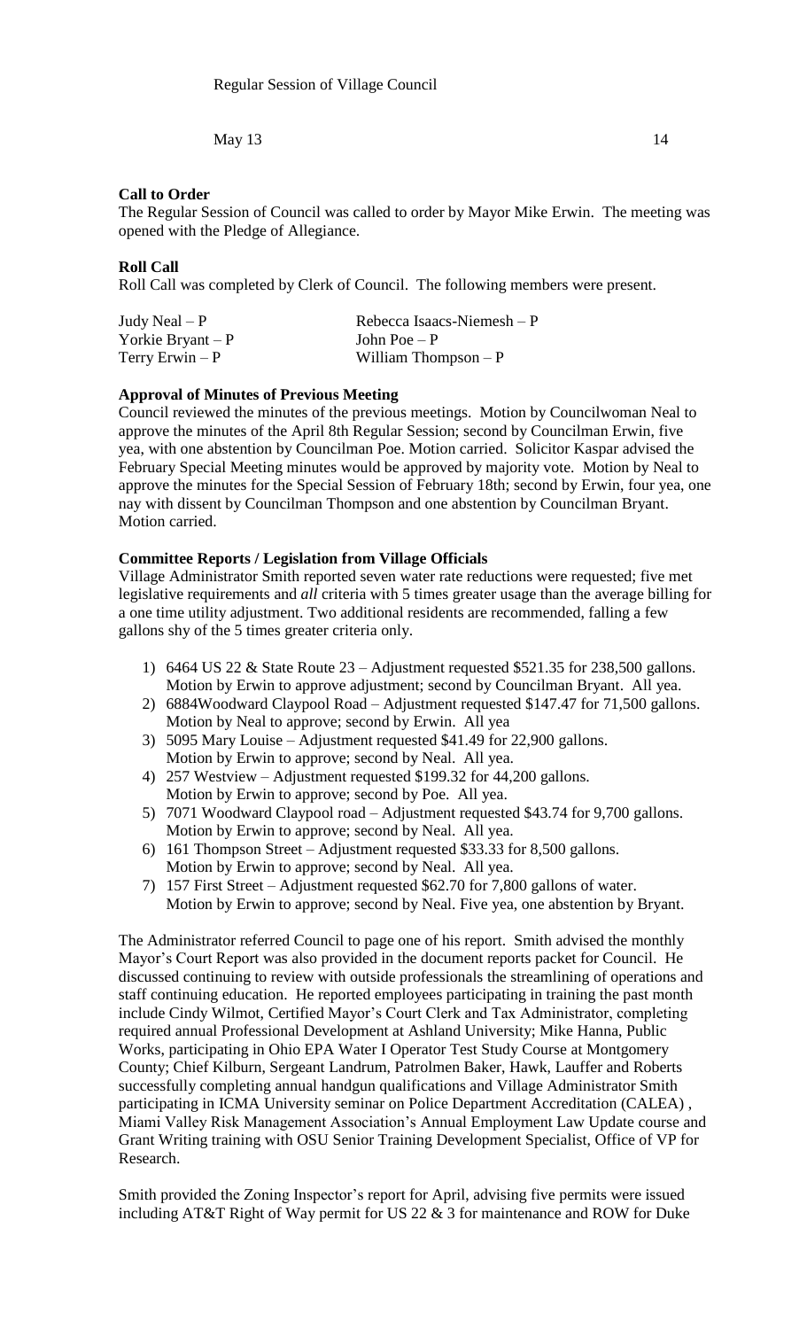Regular Session of Village Council

May 13 14

**Call to Order**
The Regular Session of Council was called to order by Mayor Mike Erwin. The meeting was opened with the Pledge of Allegiance.

**Roll Call**
Roll Call was completed by Clerk of Council. The following members were present.

| | |
|---|---|
| Judy Neal – P | Rebecca Isaacs-Niemesh – P |
| Yorkie Bryant – P | John Poe – P |
| Terry Erwin – P | William Thompson – P |

**Approval of Minutes of Previous Meeting**
Council reviewed the minutes of the previous meetings. Motion by Councilwoman Neal to approve the minutes of the April 8th Regular Session; second by Councilman Erwin, five yea, with one abstention by Councilman Poe. Motion carried. Solicitor Kaspar advised the February Special Meeting minutes would be approved by majority vote. Motion by Neal to approve the minutes for the Special Session of February 18th; second by Erwin, four yea, one nay with dissent by Councilman Thompson and one abstention by Councilman Bryant. Motion carried.

**Committee Reports / Legislation from Village Officials**
Village Administrator Smith reported seven water rate reductions were requested; five met legislative requirements and *all* criteria with 5 times greater usage than the average billing for a one time utility adjustment. Two additional residents are recommended, falling a few gallons shy of the 5 times greater criteria only.

1) 6464 US 22 & State Route 23 – Adjustment requested $521.35 for 238,500 gallons. Motion by Erwin to approve adjustment; second by Councilman Bryant. All yea.
2) 6884Woodward Claypool Road – Adjustment requested $147.47 for 71,500 gallons. Motion by Neal to approve; second by Erwin. All yea
3) 5095 Mary Louise – Adjustment requested $41.49 for 22,900 gallons. Motion by Erwin to approve; second by Neal. All yea.
4) 257 Westview – Adjustment requested $199.32 for 44,200 gallons. Motion by Erwin to approve; second by Poe. All yea.
5) 7071 Woodward Claypool road – Adjustment requested $43.74 for 9,700 gallons. Motion by Erwin to approve; second by Neal. All yea.
6) 161 Thompson Street – Adjustment requested $33.33 for 8,500 gallons. Motion by Erwin to approve; second by Neal. All yea.
7) 157 First Street – Adjustment requested $62.70 for 7,800 gallons of water. Motion by Erwin to approve; second by Neal. Five yea, one abstention by Bryant.

The Administrator referred Council to page one of his report. Smith advised the monthly Mayor's Court Report was also provided in the document reports packet for Council. He discussed continuing to review with outside professionals the streamlining of operations and staff continuing education. He reported employees participating in training the past month include Cindy Wilmot, Certified Mayor's Court Clerk and Tax Administrator, completing required annual Professional Development at Ashland University; Mike Hanna, Public Works, participating in Ohio EPA Water I Operator Test Study Course at Montgomery County; Chief Kilburn, Sergeant Landrum, Patrolmen Baker, Hawk, Lauffer and Roberts successfully completing annual handgun qualifications and Village Administrator Smith participating in ICMA University seminar on Police Department Accreditation (CALEA) , Miami Valley Risk Management Association's Annual Employment Law Update course and Grant Writing training with OSU Senior Training Development Specialist, Office of VP for Research.

Smith provided the Zoning Inspector's report for April, advising five permits were issued including AT&T Right of Way permit for US 22 & 3 for maintenance and ROW for Duke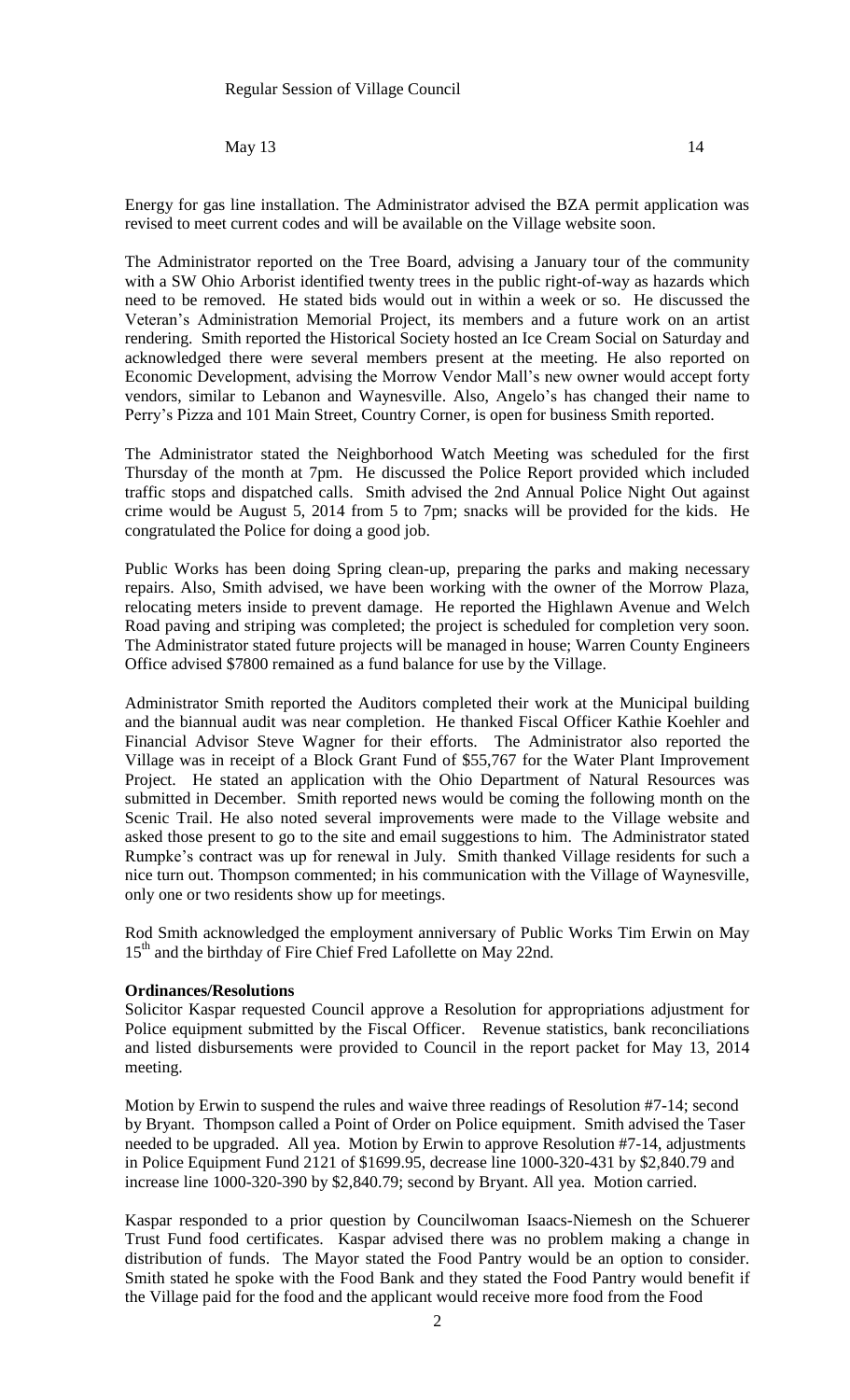Energy for gas line installation. The Administrator advised the BZA permit application was revised to meet current codes and will be available on the Village website soon.

The Administrator reported on the Tree Board, advising a January tour of the community with a SW Ohio Arborist identified twenty trees in the public right-of-way as hazards which need to be removed. He stated bids would out in within a week or so. He discussed the Veteran's Administration Memorial Project, its members and a future work on an artist rendering. Smith reported the Historical Society hosted an Ice Cream Social on Saturday and acknowledged there were several members present at the meeting. He also reported on Economic Development, advising the Morrow Vendor Mall's new owner would accept forty vendors, similar to Lebanon and Waynesville. Also, Angelo's has changed their name to Perry's Pizza and 101 Main Street, Country Corner, is open for business Smith reported.

The Administrator stated the Neighborhood Watch Meeting was scheduled for the first Thursday of the month at 7pm. He discussed the Police Report provided which included traffic stops and dispatched calls. Smith advised the 2nd Annual Police Night Out against crime would be August 5, 2014 from 5 to 7pm; snacks will be provided for the kids. He congratulated the Police for doing a good job.

Public Works has been doing Spring clean-up, preparing the parks and making necessary repairs. Also, Smith advised, we have been working with the owner of the Morrow Plaza, relocating meters inside to prevent damage. He reported the Highlawn Avenue and Welch Road paving and striping was completed; the project is scheduled for completion very soon. The Administrator stated future projects will be managed in house; Warren County Engineers Office advised $7800 remained as a fund balance for use by the Village.

Administrator Smith reported the Auditors completed their work at the Municipal building and the biannual audit was near completion. He thanked Fiscal Officer Kathie Koehler and Financial Advisor Steve Wagner for their efforts. The Administrator also reported the Village was in receipt of a Block Grant Fund of $55,767 for the Water Plant Improvement Project. He stated an application with the Ohio Department of Natural Resources was submitted in December. Smith reported news would be coming the following month on the Scenic Trail. He also noted several improvements were made to the Village website and asked those present to go to the site and email suggestions to him. The Administrator stated Rumpke's contract was up for renewal in July. Smith thanked Village residents for such a nice turn out. Thompson commented; in his communication with the Village of Waynesville, only one or two residents show up for meetings.

Rod Smith acknowledged the employment anniversary of Public Works Tim Erwin on May 15th and the birthday of Fire Chief Fred Lafollette on May 22nd.

**Ordinances/Resolutions**

Solicitor Kaspar requested Council approve a Resolution for appropriations adjustment for Police equipment submitted by the Fiscal Officer. Revenue statistics, bank reconciliations and listed disbursements were provided to Council in the report packet for May 13, 2014 meeting.

Motion by Erwin to suspend the rules and waive three readings of Resolution #7-14; second by Bryant. Thompson called a Point of Order on Police equipment. Smith advised the Taser needed to be upgraded. All yea. Motion by Erwin to approve Resolution #7-14, adjustments in Police Equipment Fund 2121 of $1699.95, decrease line 1000-320-431 by $2,840.79 and increase line 1000-320-390 by $2,840.79; second by Bryant. All yea. Motion carried.

Kaspar responded to a prior question by Councilwoman Isaacs-Niemesh on the Schuerer Trust Fund food certificates. Kaspar advised there was no problem making a change in distribution of funds. The Mayor stated the Food Pantry would be an option to consider. Smith stated he spoke with the Food Bank and they stated the Food Pantry would benefit if the Village paid for the food and the applicant would receive more food from the Food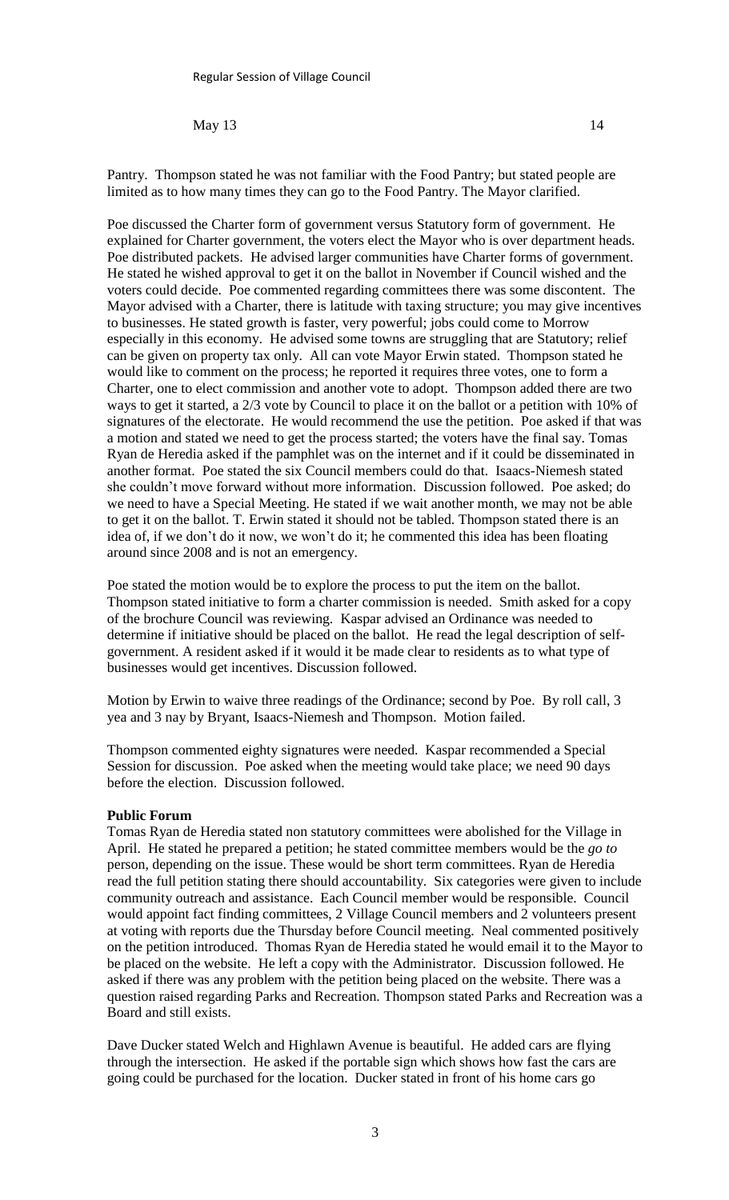Pantry. Thompson stated he was not familiar with the Food Pantry; but stated people are limited as to how many times they can go to the Food Pantry. The Mayor clarified.

Poe discussed the Charter form of government versus Statutory form of government. He explained for Charter government, the voters elect the Mayor who is over department heads. Poe distributed packets. He advised larger communities have Charter forms of government. He stated he wished approval to get it on the ballot in November if Council wished and the voters could decide. Poe commented regarding committees there was some discontent. The Mayor advised with a Charter, there is latitude with taxing structure; you may give incentives to businesses. He stated growth is faster, very powerful; jobs could come to Morrow especially in this economy. He advised some towns are struggling that are Statutory; relief can be given on property tax only. All can vote Mayor Erwin stated. Thompson stated he would like to comment on the process; he reported it requires three votes, one to form a Charter, one to elect commission and another vote to adopt. Thompson added there are two ways to get it started, a 2/3 vote by Council to place it on the ballot or a petition with 10% of signatures of the electorate. He would recommend the use the petition. Poe asked if that was a motion and stated we need to get the process started; the voters have the final say. Tomas Ryan de Heredia asked if the pamphlet was on the internet and if it could be disseminated in another format. Poe stated the six Council members could do that. Isaacs-Niemesh stated she couldn't move forward without more information. Discussion followed. Poe asked; do we need to have a Special Meeting. He stated if we wait another month, we may not be able to get it on the ballot. T. Erwin stated it should not be tabled. Thompson stated there is an idea of, if we don't do it now, we won't do it; he commented this idea has been floating around since 2008 and is not an emergency.

Poe stated the motion would be to explore the process to put the item on the ballot. Thompson stated initiative to form a charter commission is needed. Smith asked for a copy of the brochure Council was reviewing. Kaspar advised an Ordinance was needed to determine if initiative should be placed on the ballot. He read the legal description of self-government. A resident asked if it would it be made clear to residents as to what type of businesses would get incentives. Discussion followed.

Motion by Erwin to waive three readings of the Ordinance; second by Poe. By roll call, 3 yea and 3 nay by Bryant, Isaacs-Niemesh and Thompson. Motion failed.

Thompson commented eighty signatures were needed. Kaspar recommended a Special Session for discussion. Poe asked when the meeting would take place; we need 90 days before the election. Discussion followed.

**Public Forum**

Tomas Ryan de Heredia stated non statutory committees were abolished for the Village in April. He stated he prepared a petition; he stated committee members would be the *go to* person, depending on the issue. These would be short term committees. Ryan de Heredia read the full petition stating there should accountability. Six categories were given to include community outreach and assistance. Each Council member would be responsible. Council would appoint fact finding committees, 2 Village Council members and 2 volunteers present at voting with reports due the Thursday before Council meeting. Neal commented positively on the petition introduced. Thomas Ryan de Heredia stated he would email it to the Mayor to be placed on the website. He left a copy with the Administrator. Discussion followed. He asked if there was any problem with the petition being placed on the website. There was a question raised regarding Parks and Recreation. Thompson stated Parks and Recreation was a Board and still exists.

Dave Ducker stated Welch and Highlawn Avenue is beautiful. He added cars are flying through the intersection. He asked if the portable sign which shows how fast the cars are going could be purchased for the location. Ducker stated in front of his home cars go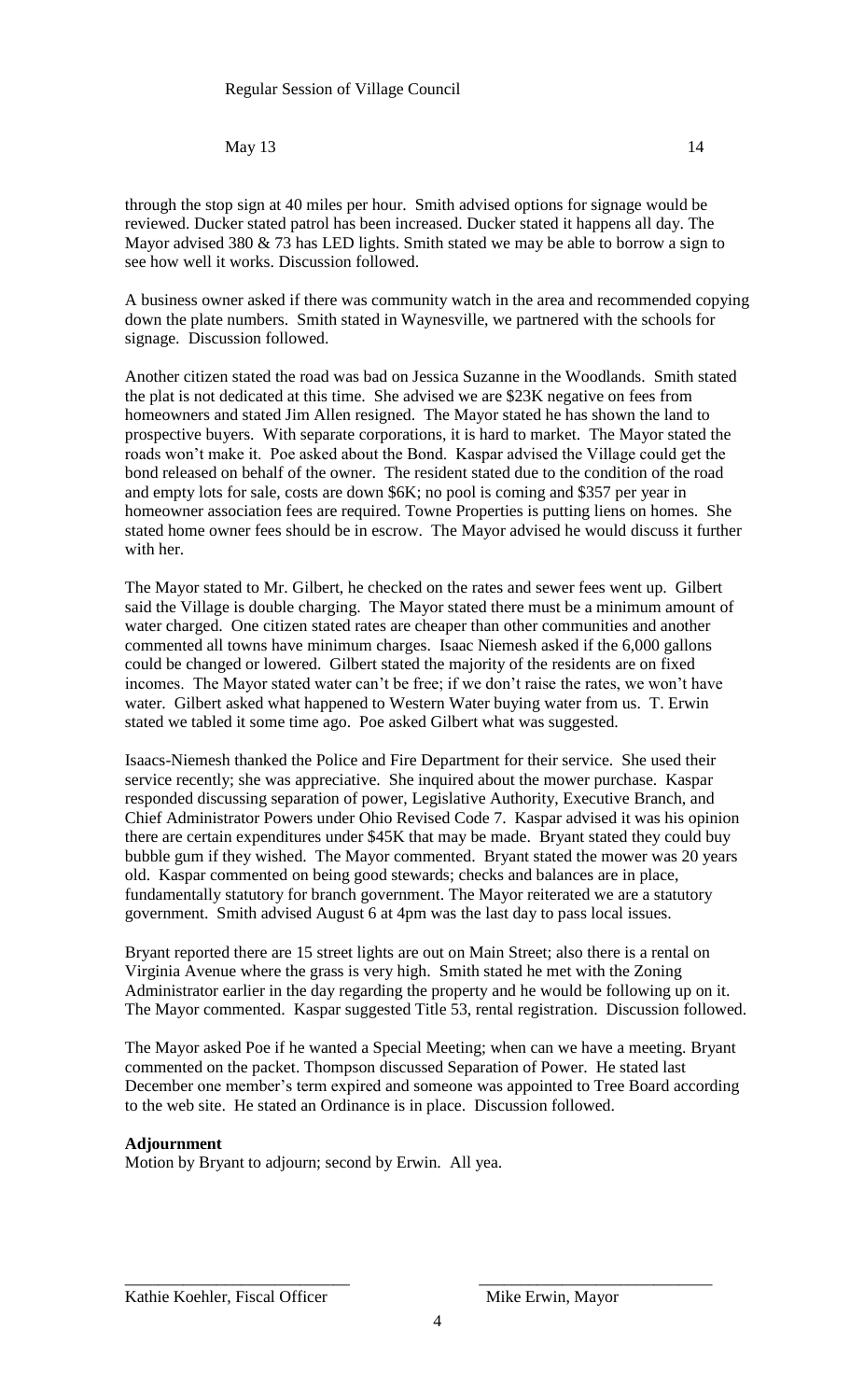through the stop sign at 40 miles per hour. Smith advised options for signage would be reviewed. Ducker stated patrol has been increased. Ducker stated it happens all day. The Mayor advised 380 & 73 has LED lights. Smith stated we may be able to borrow a sign to see how well it works. Discussion followed.

A business owner asked if there was community watch in the area and recommended copying down the plate numbers. Smith stated in Waynesville, we partnered with the schools for signage. Discussion followed.

Another citizen stated the road was bad on Jessica Suzanne in the Woodlands. Smith stated the plat is not dedicated at this time. She advised we are $23K negative on fees from homeowners and stated Jim Allen resigned. The Mayor stated he has shown the land to prospective buyers. With separate corporations, it is hard to market. The Mayor stated the roads won't make it. Poe asked about the Bond. Kaspar advised the Village could get the bond released on behalf of the owner. The resident stated due to the condition of the road and empty lots for sale, costs are down $6K; no pool is coming and $357 per year in homeowner association fees are required. Towne Properties is putting liens on homes. She stated home owner fees should be in escrow. The Mayor advised he would discuss it further with her.

The Mayor stated to Mr. Gilbert, he checked on the rates and sewer fees went up. Gilbert said the Village is double charging. The Mayor stated there must be a minimum amount of water charged. One citizen stated rates are cheaper than other communities and another commented all towns have minimum charges. Isaac Niemesh asked if the 6,000 gallons could be changed or lowered. Gilbert stated the majority of the residents are on fixed incomes. The Mayor stated water can't be free; if we don't raise the rates, we won't have water. Gilbert asked what happened to Western Water buying water from us. T. Erwin stated we tabled it some time ago. Poe asked Gilbert what was suggested.

Isaacs-Niemesh thanked the Police and Fire Department for their service. She used their service recently; she was appreciative. She inquired about the mower purchase. Kaspar responded discussing separation of power, Legislative Authority, Executive Branch, and Chief Administrator Powers under Ohio Revised Code 7. Kaspar advised it was his opinion there are certain expenditures under $45K that may be made. Bryant stated they could buy bubble gum if they wished. The Mayor commented. Bryant stated the mower was 20 years old. Kaspar commented on being good stewards; checks and balances are in place, fundamentally statutory for branch government. The Mayor reiterated we are a statutory government. Smith advised August 6 at 4pm was the last day to pass local issues.

Bryant reported there are 15 street lights are out on Main Street; also there is a rental on Virginia Avenue where the grass is very high. Smith stated he met with the Zoning Administrator earlier in the day regarding the property and he would be following up on it. The Mayor commented. Kaspar suggested Title 53, rental registration. Discussion followed.

The Mayor asked Poe if he wanted a Special Meeting; when can we have a meeting. Bryant commented on the packet. Thompson discussed Separation of Power. He stated last December one member's term expired and someone was appointed to Tree Board according to the web site. He stated an Ordinance is in place. Discussion followed.

**Adjournment**

Motion by Bryant to adjourn; second by Erwin. All yea.

\_\_\_\_\_\_\_\_\_\_\_\_\_\_\_\_\_\_\_\_\_\_\_\_\_\_\_\_ \_\_\_\_\_\_\_\_\_\_\_\_\_\_\_\_\_\_\_\_\_\_\_\_\_\_\_\_

Kathie Koehler, Fiscal Officer Mike Erwin, Mayor